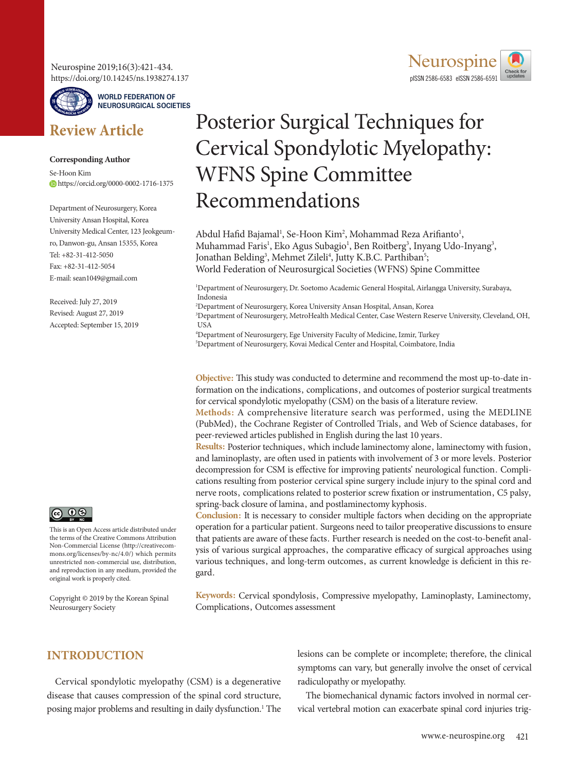Neurospine 2019;16(3):421-434.
https://doi.org/10.14245/ns.1938274.137

WORLD FEDERATION OF NEUROSURGICAL SOCIETIES

**Review Article**

# Posterior Surgical Techniques for Cervical Spondylotic Myelopathy: WFNS Spine Committee Recommendations

Abdul Hafid Bajamal[1], Se-Hoon Kim[2], Mohammad Reza Arifianto[1], Muhammad Faris[1], Eko Agus Subagio[1], Ben Roitberg[3], Inyang Udo-Inyang[3], Jonathan Belding[3], Mehmet Zileli[4], Jutty K.B.C. Parthiban[5]; World Federation of Neurosurgical Societies (WFNS) Spine Committee

[1]Department of Neurosurgery, Dr. Soetomo Academic General Hospital, Airlangga University, Surabaya, Indonesia
[2]Department of Neurosurgery, Korea University Ansan Hospital, Ansan, Korea
[3]Department of Neurosurgery, MetroHealth Medical Center, Case Western Reserve University, Cleveland, OH, USA
[4]Department of Neurosurgery, Ege University Faculty of Medicine, Izmir, Turkey
[5]Department of Neurosurgery, Kovai Medical Center and Hospital, Coimbatore, India

**Corresponding Author**
Se-Hoon Kim
https://orcid.org/0000-0002-1716-1375

Department of Neurosurgery, Korea University Ansan Hospital, Korea University Medical Center, 123 Jeokgeum-ro, Danwon-gu, Ansan 15355, Korea
Tel: +82-31-412-5050
Fax: +82-31-412-5054
E-mail: sean1049@gmail.com

Received: July 27, 2019
Revised: August 27, 2019
Accepted: September 15, 2019

**Objective:** This study was conducted to determine and recommend the most up-to-date information on the indications, complications, and outcomes of posterior surgical treatments for cervical spondylotic myelopathy (CSM) on the basis of a literature review.
**Methods:** A comprehensive literature search was performed, using the MEDLINE (PubMed), the Cochrane Register of Controlled Trials, and Web of Science databases, for peer-reviewed articles published in English during the last 10 years.
**Results:** Posterior techniques, which include laminectomy alone, laminectomy with fusion, and laminoplasty, are often used in patients with involvement of 3 or more levels. Posterior decompression for CSM is effective for improving patients' neurological function. Complications resulting from posterior cervical spine surgery include injury to the spinal cord and nerve roots, complications related to posterior screw fixation or instrumentation, C5 palsy, spring-back closure of lamina, and postlaminectomy kyphosis.
**Conclusion:** It is necessary to consider multiple factors when deciding on the appropriate operation for a particular patient. Surgeons need to tailor preoperative discussions to ensure that patients are aware of these facts. Further research is needed on the cost-to-benefit analysis of various surgical approaches, the comparative efficacy of surgical approaches using various techniques, and long-term outcomes, as current knowledge is deficient in this regard.

**Keywords:** Cervical spondylosis, Compressive myelopathy, Laminoplasty, Laminectomy, Complications, Outcomes assessment

This is an Open Access article distributed under the terms of the Creative Commons Attribution Non-Commercial License (http://creativecommons.org/licenses/by-nc/4.0/) which permits unrestricted non-commercial use, distribution, and reproduction in any medium, provided the original work is properly cited.

Copyright © 2019 by the Korean Spinal Neurosurgery Society

## INTRODUCTION

Cervical spondylotic myelopathy (CSM) is a degenerative disease that causes compression of the spinal cord structure, posing major problems and resulting in daily dysfunction.[1] The lesions can be complete or incomplete; therefore, the clinical symptoms can vary, but generally involve the onset of cervical radiculopathy or myelopathy.

The biomechanical dynamic factors involved in normal cervical vertebral motion can exacerbate spinal cord injuries trig-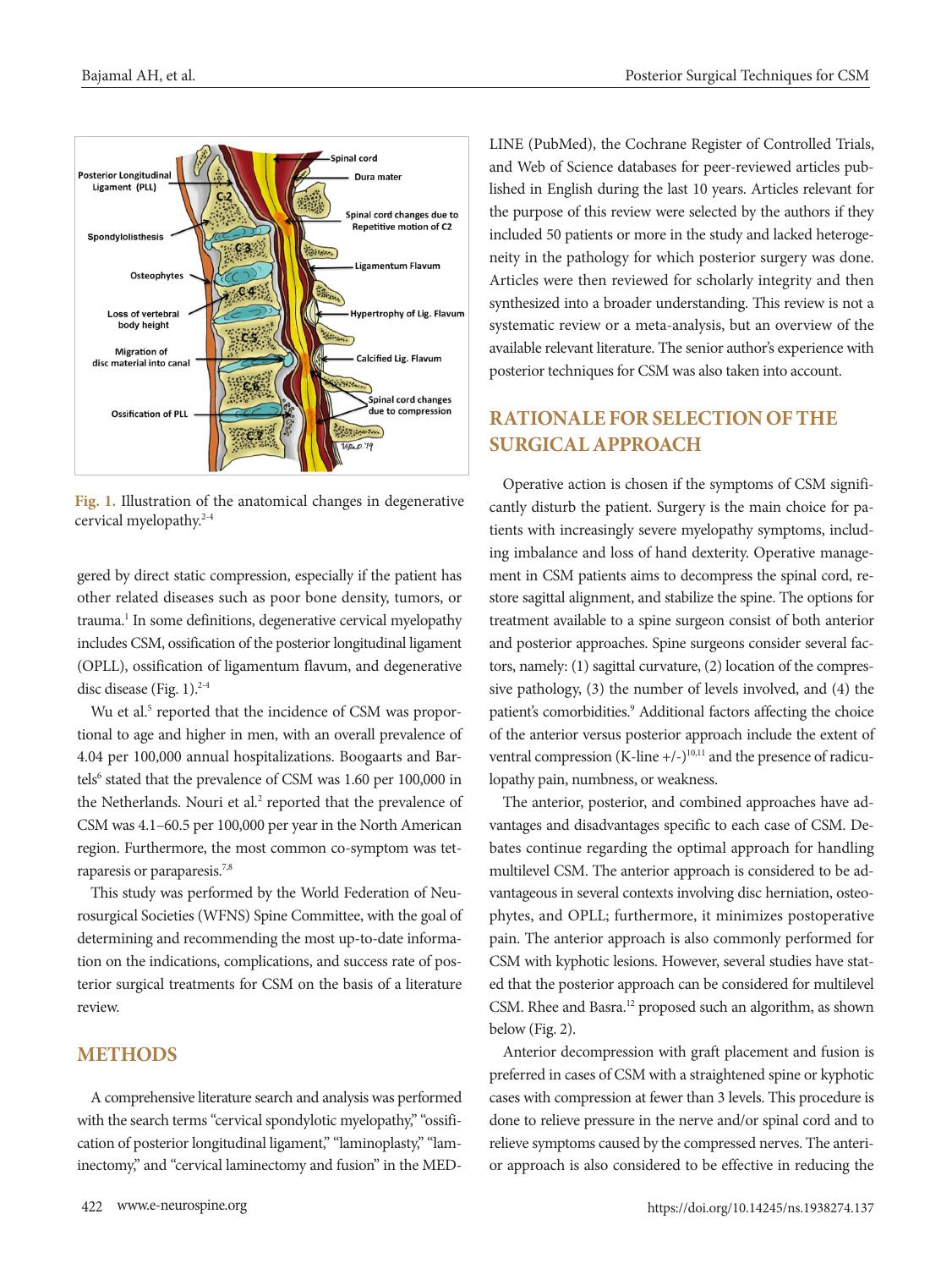Fig. 1. Illustration of the anatomical changes in degenerative cervical myelopathy.[2-4]

gered by direct static compression, especially if the patient has other related diseases such as poor bone density, tumors, or trauma.[1] In some definitions, degenerative cervical myelopathy includes CSM, ossification of the posterior longitudinal ligament (OPLL), ossification of ligamentum flavum, and degenerative disc disease (Fig. 1).[2-4]

Wu et al.[5] reported that the incidence of CSM was proportional to age and higher in men, with an overall prevalence of 4.04 per 100,000 annual hospitalizations. Boogaarts and Bartels[6] stated that the prevalence of CSM was 1.60 per 100,000 in the Netherlands. Nouri et al.[2] reported that the prevalence of CSM was 4.1–60.5 per 100,000 per year in the North American region. Furthermore, the most common co-symptom was tetraparesis or paraparesis.[7,8]

This study was performed by the World Federation of Neurosurgical Societies (WFNS) Spine Committee, with the goal of determining and recommending the most up-to-date information on the indications, complications, and success rate of posterior surgical treatments for CSM on the basis of a literature review.

## METHODS

A comprehensive literature search and analysis was performed with the search terms "cervical spondylotic myelopathy," "ossification of posterior longitudinal ligament," "laminoplasty," "laminectomy," and "cervical laminectomy and fusion" in the MEDLINE (PubMed), the Cochrane Register of Controlled Trials, and Web of Science databases for peer-reviewed articles published in English during the last 10 years. Articles relevant for the purpose of this review were selected by the authors if they included 50 patients or more in the study and lacked heterogeneity in the pathology for which posterior surgery was done. Articles were then reviewed for scholarly integrity and then synthesized into a broader understanding. This review is not a systematic review or a meta-analysis, but an overview of the available relevant literature. The senior author's experience with posterior techniques for CSM was also taken into account.

## RATIONALE FOR SELECTION OF THE SURGICAL APPROACH

Operative action is chosen if the symptoms of CSM significantly disturb the patient. Surgery is the main choice for patients with increasingly severe myelopathy symptoms, including imbalance and loss of hand dexterity. Operative management in CSM patients aims to decompress the spinal cord, restore sagittal alignment, and stabilize the spine. The options for treatment available to a spine surgeon consist of both anterior and posterior approaches. Spine surgeons consider several factors, namely: (1) sagittal curvature, (2) location of the compressive pathology, (3) the number of levels involved, and (4) the patient's comorbidities.[9] Additional factors affecting the choice of the anterior versus posterior approach include the extent of ventral compression (K-line +/-)[10,11] and the presence of radiculopathy pain, numbness, or weakness.

The anterior, posterior, and combined approaches have advantages and disadvantages specific to each case of CSM. Debates continue regarding the optimal approach for handling multilevel CSM. The anterior approach is considered to be advantageous in several contexts involving disc herniation, osteophytes, and OPLL; furthermore, it minimizes postoperative pain. The anterior approach is also commonly performed for CSM with kyphotic lesions. However, several studies have stated that the posterior approach can be considered for multilevel CSM. Rhee and Basra.[12] proposed such an algorithm, as shown below (Fig. 2).

Anterior decompression with graft placement and fusion is preferred in cases of CSM with a straightened spine or kyphotic cases with compression at fewer than 3 levels. This procedure is done to relieve pressure in the nerve and/or spinal cord and to relieve symptoms caused by the compressed nerves. The anterior approach is also considered to be effective in reducing the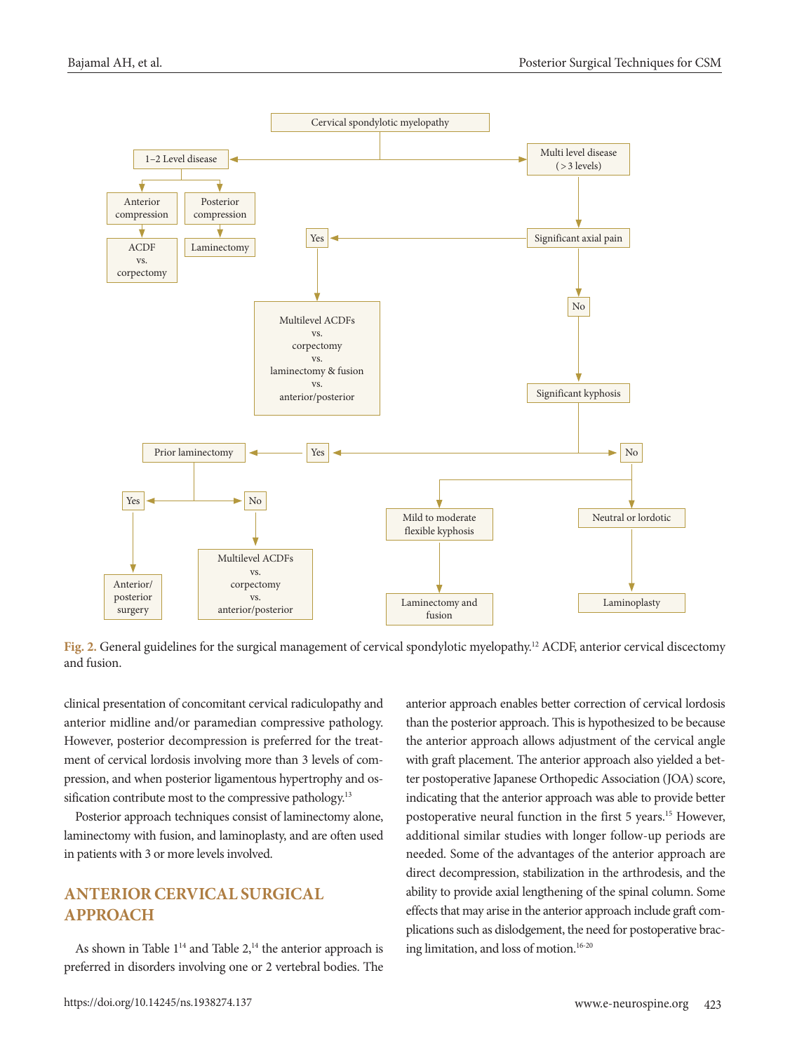Cervical spondylotic myelopathy

1–2 Level disease
- Anterior compression → ACDF vs. corpectomy
- Posterior compression → Laminectomy

Multi level disease (>3 levels)
- Significant axial pain
  - Yes → Multilevel ACDFs vs. corpectomy vs. laminectomy & fusion vs. anterior/posterior
  - No → Significant kyphosis
    - Yes → Prior laminectomy
      - Yes → Anterior/posterior surgery
      - No → Multilevel ACDFs vs. corpectomy vs. anterior/posterior
    - No
      - Mild to moderate flexible kyphosis → Laminectomy and fusion
      - Neutral or lordotic → Laminoplasty

Fig. 2. General guidelines for the surgical management of cervical spondylotic myelopathy.[12] ACDF, anterior cervical discectomy and fusion.

clinical presentation of concomitant cervical radiculopathy and anterior midline and/or paramedian compressive pathology. However, posterior decompression is preferred for the treatment of cervical lordosis involving more than 3 levels of compression, and when posterior ligamentous hypertrophy and ossification contribute most to the compressive pathology.[13]

Posterior approach techniques consist of laminectomy alone, laminectomy with fusion, and laminoplasty, and are often used in patients with 3 or more levels involved.

## ANTERIOR CERVICAL SURGICAL APPROACH

As shown in Table 1[14] and Table 2,[14] the anterior approach is preferred in disorders involving one or 2 vertebral bodies. The anterior approach enables better correction of cervical lordosis than the posterior approach. This is hypothesized to be because the anterior approach allows adjustment of the cervical angle with graft placement. The anterior approach also yielded a better postoperative Japanese Orthopedic Association (JOA) score, indicating that the anterior approach was able to provide better postoperative neural function in the first 5 years.[15] However, additional similar studies with longer follow-up periods are needed. Some of the advantages of the anterior approach are direct decompression, stabilization in the arthrodesis, and the ability to provide axial lengthening of the spinal column. Some effects that may arise in the anterior approach include graft complications such as dislodgement, the need for postoperative bracing limitation, and loss of motion.[16-20]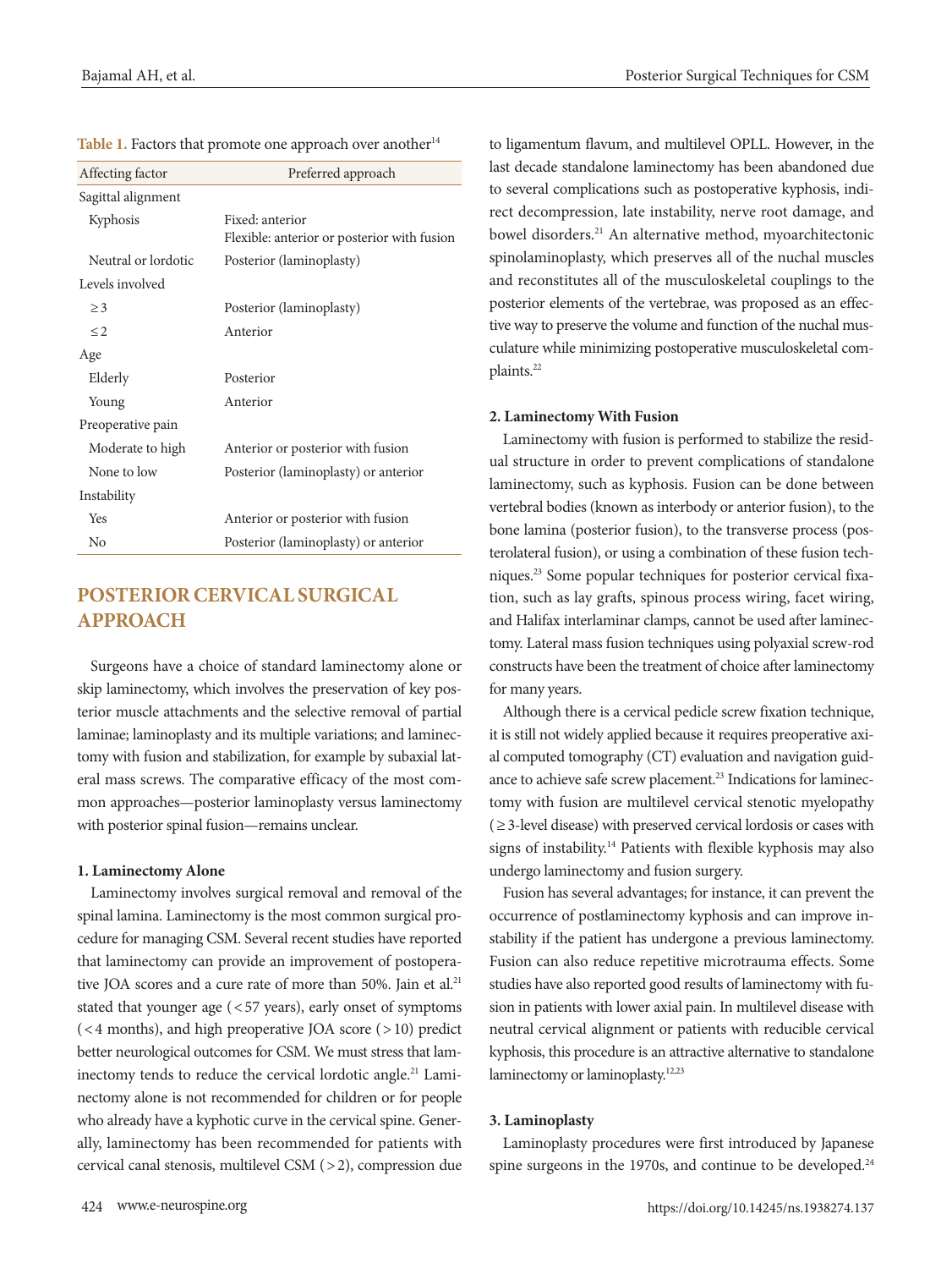**Table 1.** Factors that promote one approach over another[14]

| Affecting factor | Preferred approach |
|---|---|
| Sagittal alignment | |
| Kyphosis | Fixed: anterior<br>Flexible: anterior or posterior with fusion |
| Neutral or lordotic | Posterior (laminoplasty) |
| Levels involved | |
| ≥3 | Posterior (laminoplasty) |
| ≤2 | Anterior |
| Age | |
| Elderly | Posterior |
| Young | Anterior |
| Preoperative pain | |
| Moderate to high | Anterior or posterior with fusion |
| None to low | Posterior (laminoplasty) or anterior |
| Instability | |
| Yes | Anterior or posterior with fusion |
| No | Posterior (laminoplasty) or anterior |

## POSTERIOR CERVICAL SURGICAL APPROACH

Surgeons have a choice of standard laminectomy alone or skip laminectomy, which involves the preservation of key posterior muscle attachments and the selective removal of partial laminae; laminoplasty and its multiple variations; and laminectomy with fusion and stabilization, for example by subaxial lateral mass screws. The comparative efficacy of the most common approaches—posterior laminoplasty versus laminectomy with posterior spinal fusion—remains unclear.

### 1. Laminectomy Alone

Laminectomy involves surgical removal and removal of the spinal lamina. Laminectomy is the most common surgical procedure for managing CSM. Several recent studies have reported that laminectomy can provide an improvement of postoperative JOA scores and a cure rate of more than 50%. Jain et al.[21] stated that younger age (<57 years), early onset of symptoms (<4 months), and high preoperative JOA score (>10) predict better neurological outcomes for CSM. We must stress that laminectomy tends to reduce the cervical lordotic angle.[21] Laminectomy alone is not recommended for children or for people who already have a kyphotic curve in the cervical spine. Generally, laminectomy has been recommended for patients with cervical canal stenosis, multilevel CSM (>2), compression due to ligamentum flavum, and multilevel OPLL. However, in the last decade standalone laminectomy has been abandoned due to several complications such as postoperative kyphosis, indirect decompression, late instability, nerve root damage, and bowel disorders.[21] An alternative method, myoarchitectonic spinolaminoplasty, which preserves all of the nuchal muscles and reconstitutes all of the musculoskeletal couplings to the posterior elements of the vertebrae, was proposed as an effective way to preserve the volume and function of the nuchal musculature while minimizing postoperative musculoskeletal complaints.[22]

### 2. Laminectomy With Fusion

Laminectomy with fusion is performed to stabilize the residual structure in order to prevent complications of standalone laminectomy, such as kyphosis. Fusion can be done between vertebral bodies (known as interbody or anterior fusion), to the bone lamina (posterior fusion), to the transverse process (posterolateral fusion), or using a combination of these fusion techniques.[23] Some popular techniques for posterior cervical fixation, such as lay grafts, spinous process wiring, facet wiring, and Halifax interlaminar clamps, cannot be used after laminectomy. Lateral mass fusion techniques using polyaxial screw-rod constructs have been the treatment of choice after laminectomy for many years.

Although there is a cervical pedicle screw fixation technique, it is still not widely applied because it requires preoperative axial computed tomography (CT) evaluation and navigation guidance to achieve safe screw placement.[23] Indications for laminectomy with fusion are multilevel cervical stenotic myelopathy (≥3-level disease) with preserved cervical lordosis or cases with signs of instability.[14] Patients with flexible kyphosis may also undergo laminectomy and fusion surgery.

Fusion has several advantages; for instance, it can prevent the occurrence of postlaminectomy kyphosis and can improve instability if the patient has undergone a previous laminectomy. Fusion can also reduce repetitive microtrauma effects. Some studies have also reported good results of laminectomy with fusion in patients with lower axial pain. In multilevel disease with neutral cervical alignment or patients with reducible cervical kyphosis, this procedure is an attractive alternative to standalone laminectomy or laminoplasty.[12,23]

### 3. Laminoplasty

Laminoplasty procedures were first introduced by Japanese spine surgeons in the 1970s, and continue to be developed.[24]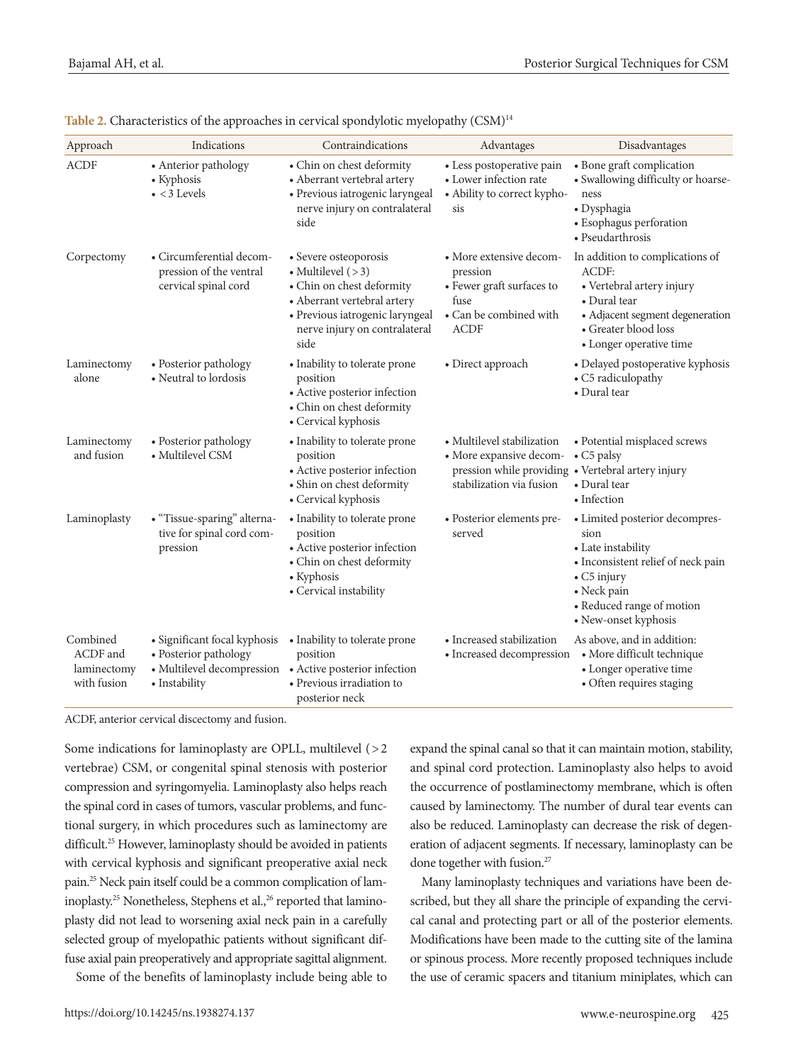**Table 2.** Characteristics of the approaches in cervical spondylotic myelopathy (CSM)[14]

| Approach | Indications | Contraindications | Advantages | Disadvantages |
|---|---|---|---|---|
| ACDF | • Anterior pathology<br>• Kyphosis<br>• < 3 Levels | • Chin on chest deformity<br>• Aberrant vertebral artery<br>• Previous iatrogenic laryngeal nerve injury on contralateral side | • Less postoperative pain<br>• Lower infection rate<br>• Ability to correct kyphosis | • Bone graft complication<br>• Swallowing difficulty or hoarseness<br>• Dysphagia<br>• Esophagus perforation<br>• Pseudarthrosis |
| Corpectomy | • Circumferential decompression of the ventral cervical spinal cord | • Severe osteoporosis<br>• Multilevel (> 3)<br>• Chin on chest deformity<br>• Aberrant vertebral artery<br>• Previous iatrogenic laryngeal nerve injury on contralateral side | • More extensive decompression<br>• Fewer graft surfaces to fuse<br>• Can be combined with ACDF | In addition to complications of ACDF:<br>• Vertebral artery injury<br>• Dural tear<br>• Adjacent segment degeneration<br>• Greater blood loss<br>• Longer operative time |
| Laminectomy alone | • Posterior pathology<br>• Neutral to lordosis | • Inability to tolerate prone position<br>• Active posterior infection<br>• Chin on chest deformity<br>• Cervical kyphosis | • Direct approach | • Delayed postoperative kyphosis<br>• C5 radiculopathy<br>• Dural tear |
| Laminectomy and fusion | • Posterior pathology<br>• Multilevel CSM | • Inability to tolerate prone position<br>• Active posterior infection<br>• Shin on chest deformity<br>• Cervical kyphosis | • Multilevel stabilization<br>• More expansive decompression while providing stabilization via fusion | • Potential misplaced screws<br>• C5 palsy<br>• Vertebral artery injury<br>• Dural tear<br>• Infection |
| Laminoplasty | • "Tissue-sparing" alternative for spinal cord compression | • Inability to tolerate prone position<br>• Active posterior infection<br>• Chin on chest deformity<br>• Kyphosis<br>• Cervical instability | • Posterior elements preserved | • Limited posterior decompression<br>• Late instability<br>• Inconsistent relief of neck pain<br>• C5 injury<br>• Neck pain<br>• Reduced range of motion<br>• New-onset kyphosis |
| Combined ACDF and laminectomy with fusion | • Significant focal kyphosis<br>• Posterior pathology<br>• Multilevel decompression<br>• Instability | • Inability to tolerate prone position<br>• Active posterior infection<br>• Previous irradiation to posterior neck | • Increased stabilization<br>• Increased decompression | As above, and in addition:<br>• More difficult technique<br>• Longer operative time<br>• Often requires staging |

ACDF, anterior cervical discectomy and fusion.

Some indications for laminoplasty are OPLL, multilevel (> 2 vertebrae) CSM, or congenital spinal stenosis with posterior compression and syringomyelia. Laminoplasty also helps reach the spinal cord in cases of tumors, vascular problems, and functional surgery, in which procedures such as laminectomy are difficult.[25] However, laminoplasty should be avoided in patients with cervical kyphosis and significant preoperative axial neck pain.[25] Neck pain itself could be a common complication of laminoplasty.[25] Nonetheless, Stephens et al.,[26] reported that laminoplasty did not lead to worsening axial neck pain in a carefully selected group of myelopathic patients without significant diffuse axial pain preoperatively and appropriate sagittal alignment.

Some of the benefits of laminoplasty include being able to expand the spinal canal so that it can maintain motion, stability, and spinal cord protection. Laminoplasty also helps to avoid the occurrence of postlaminectomy membrane, which is often caused by laminectomy. The number of dural tear events can also be reduced. Laminoplasty can decrease the risk of degeneration of adjacent segments. If necessary, laminoplasty can be done together with fusion.[27]

Many laminoplasty techniques and variations have been described, but they all share the principle of expanding the cervical canal and protecting part or all of the posterior elements. Modifications have been made to the cutting site of the lamina or spinous process. More recently proposed techniques include the use of ceramic spacers and titanium miniplates, which can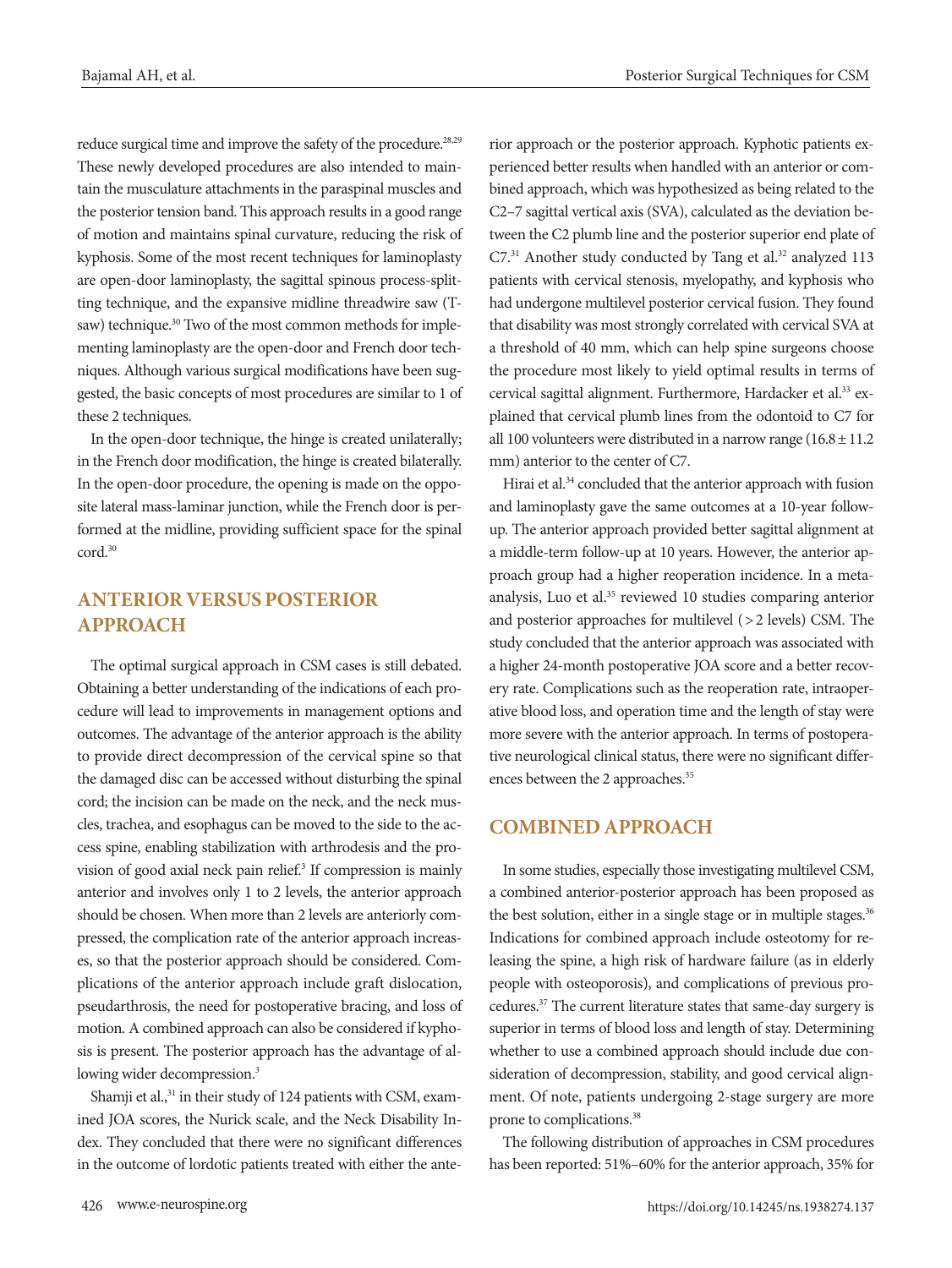reduce surgical time and improve the safety of the procedure.[28,29] These newly developed procedures are also intended to maintain the musculature attachments in the paraspinal muscles and the posterior tension band. This approach results in a good range of motion and maintains spinal curvature, reducing the risk of kyphosis. Some of the most recent techniques for laminoplasty are open-door laminoplasty, the sagittal spinous process-splitting technique, and the expansive midline threadwire saw (T-saw) technique.[30] Two of the most common methods for implementing laminoplasty are the open-door and French door techniques. Although various surgical modifications have been suggested, the basic concepts of most procedures are similar to 1 of these 2 techniques.

In the open-door technique, the hinge is created unilaterally; in the French door modification, the hinge is created bilaterally. In the open-door procedure, the opening is made on the opposite lateral mass-laminar junction, while the French door is performed at the midline, providing sufficient space for the spinal cord.[30]

## ANTERIOR VERSUS POSTERIOR APPROACH

The optimal surgical approach in CSM cases is still debated. Obtaining a better understanding of the indications of each procedure will lead to improvements in management options and outcomes. The advantage of the anterior approach is the ability to provide direct decompression of the cervical spine so that the damaged disc can be accessed without disturbing the spinal cord; the incision can be made on the neck, and the neck muscles, trachea, and esophagus can be moved to the side to the access spine, enabling stabilization with arthrodesis and the provision of good axial neck pain relief.[3] If compression is mainly anterior and involves only 1 to 2 levels, the anterior approach should be chosen. When more than 2 levels are anteriorly compressed, the complication rate of the anterior approach increases, so that the posterior approach should be considered. Complications of the anterior approach include graft dislocation, pseudarthrosis, the need for postoperative bracing, and loss of motion. A combined approach can also be considered if kyphosis is present. The posterior approach has the advantage of allowing wider decompression.[3]

Shamji et al.,[31] in their study of 124 patients with CSM, examined JOA scores, the Nurick scale, and the Neck Disability Index. They concluded that there were no significant differences in the outcome of lordotic patients treated with either the anterior approach or the posterior approach. Kyphotic patients experienced better results when handled with an anterior or combined approach, which was hypothesized as being related to the C2–7 sagittal vertical axis (SVA), calculated as the deviation between the C2 plumb line and the posterior superior end plate of C7.[31] Another study conducted by Tang et al.[32] analyzed 113 patients with cervical stenosis, myelopathy, and kyphosis who had undergone multilevel posterior cervical fusion. They found that disability was most strongly correlated with cervical SVA at a threshold of 40 mm, which can help spine surgeons choose the procedure most likely to yield optimal results in terms of cervical sagittal alignment. Furthermore, Hardacker et al.[33] explained that cervical plumb lines from the odontoid to C7 for all 100 volunteers were distributed in a narrow range ($16.8 \pm 11.2$ mm) anterior to the center of C7.

Hirai et al.[34] concluded that the anterior approach with fusion and laminoplasty gave the same outcomes at a 10-year follow-up. The anterior approach provided better sagittal alignment at a middle-term follow-up at 10 years. However, the anterior approach group had a higher reoperation incidence. In a meta-analysis, Luo et al.[35] reviewed 10 studies comparing anterior and posterior approaches for multilevel (>2 levels) CSM. The study concluded that the anterior approach was associated with a higher 24-month postoperative JOA score and a better recovery rate. Complications such as the reoperation rate, intraoperative blood loss, and operation time and the length of stay were more severe with the anterior approach. In terms of postoperative neurological clinical status, there were no significant differences between the 2 approaches.[35]

## COMBINED APPROACH

In some studies, especially those investigating multilevel CSM, a combined anterior-posterior approach has been proposed as the best solution, either in a single stage or in multiple stages.[36] Indications for combined approach include osteotomy for releasing the spine, a high risk of hardware failure (as in elderly people with osteoporosis), and complications of previous procedures.[37] The current literature states that same-day surgery is superior in terms of blood loss and length of stay. Determining whether to use a combined approach should include due consideration of decompression, stability, and good cervical alignment. Of note, patients undergoing 2-stage surgery are more prone to complications.[38]

The following distribution of approaches in CSM procedures has been reported: 51%–60% for the anterior approach, 35% for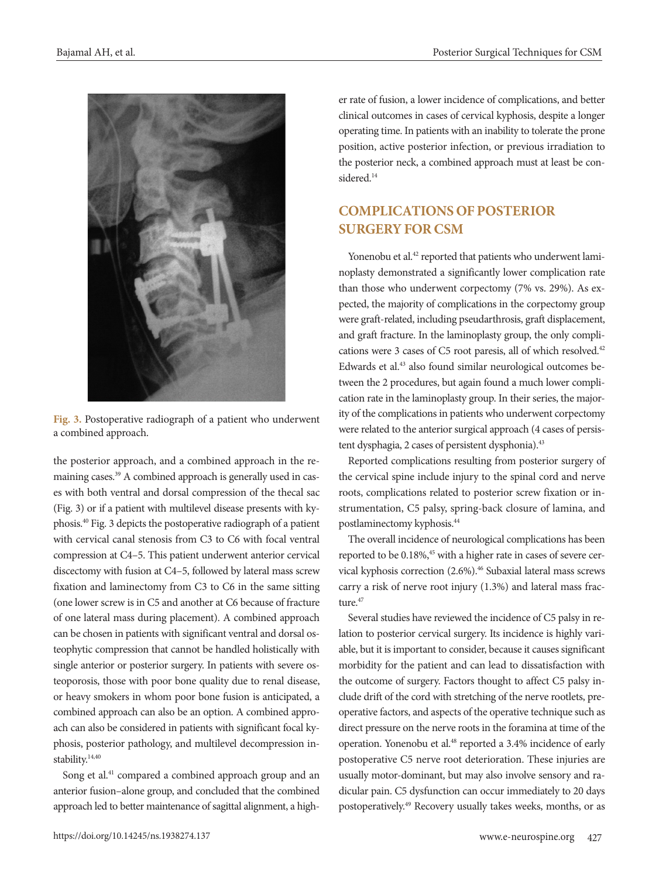Fig. 3. Postoperative radiograph of a patient who underwent a combined approach.

the posterior approach, and a combined approach in the remaining cases.[39] A combined approach is generally used in cases with both ventral and dorsal compression of the thecal sac (Fig. 3) or if a patient with multilevel disease presents with kyphosis.[40] Fig. 3 depicts the postoperative radiograph of a patient with cervical canal stenosis from C3 to C6 with focal ventral compression at C4–5. This patient underwent anterior cervical discectomy with fusion at C4–5, followed by lateral mass screw fixation and laminectomy from C3 to C6 in the same sitting (one lower screw is in C5 and another at C6 because of fracture of one lateral mass during placement). A combined approach can be chosen in patients with significant ventral and dorsal osteophytic compression that cannot be handled holistically with single anterior or posterior surgery. In patients with severe osteoporosis, those with poor bone quality due to renal disease, or heavy smokers in whom poor bone fusion is anticipated, a combined approach can also be an option. A combined approach can also be considered in patients with significant focal kyphosis, posterior pathology, and multilevel decompression instability.[14,40]

Song et al.[41] compared a combined approach group and an anterior fusion–alone group, and concluded that the combined approach led to better maintenance of sagittal alignment, a higher rate of fusion, a lower incidence of complications, and better clinical outcomes in cases of cervical kyphosis, despite a longer operating time. In patients with an inability to tolerate the prone position, active posterior infection, or previous irradiation to the posterior neck, a combined approach must at least be considered.[14]

## COMPLICATIONS OF POSTERIOR SURGERY FOR CSM

Yonenobu et al.[42] reported that patients who underwent laminoplasty demonstrated a significantly lower complication rate than those who underwent corpectomy (7% vs. 29%). As expected, the majority of complications in the corpectomy group were graft-related, including pseudarthrosis, graft displacement, and graft fracture. In the laminoplasty group, the only complications were 3 cases of C5 root paresis, all of which resolved.[42] Edwards et al.[43] also found similar neurological outcomes between the 2 procedures, but again found a much lower complication rate in the laminoplasty group. In their series, the majority of the complications in patients who underwent corpectomy were related to the anterior surgical approach (4 cases of persistent dysphagia, 2 cases of persistent dysphonia).[43]

Reported complications resulting from posterior surgery of the cervical spine include injury to the spinal cord and nerve roots, complications related to posterior screw fixation or instrumentation, C5 palsy, spring-back closure of lamina, and postlaminectomy kyphosis.[44]

The overall incidence of neurological complications has been reported to be 0.18%,[45] with a higher rate in cases of severe cervical kyphosis correction (2.6%).[46] Subaxial lateral mass screws carry a risk of nerve root injury (1.3%) and lateral mass fracture.[47]

Several studies have reviewed the incidence of C5 palsy in relation to posterior cervical surgery. Its incidence is highly variable, but it is important to consider, because it causes significant morbidity for the patient and can lead to dissatisfaction with the outcome of surgery. Factors thought to affect C5 palsy include drift of the cord with stretching of the nerve rootlets, preoperative factors, and aspects of the operative technique such as direct pressure on the nerve roots in the foramina at time of the operation. Yonenobu et al.[48] reported a 3.4% incidence of early postoperative C5 nerve root deterioration. These injuries are usually motor-dominant, but may also involve sensory and radicular pain. C5 dysfunction can occur immediately to 20 days postoperatively.[49] Recovery usually takes weeks, months, or as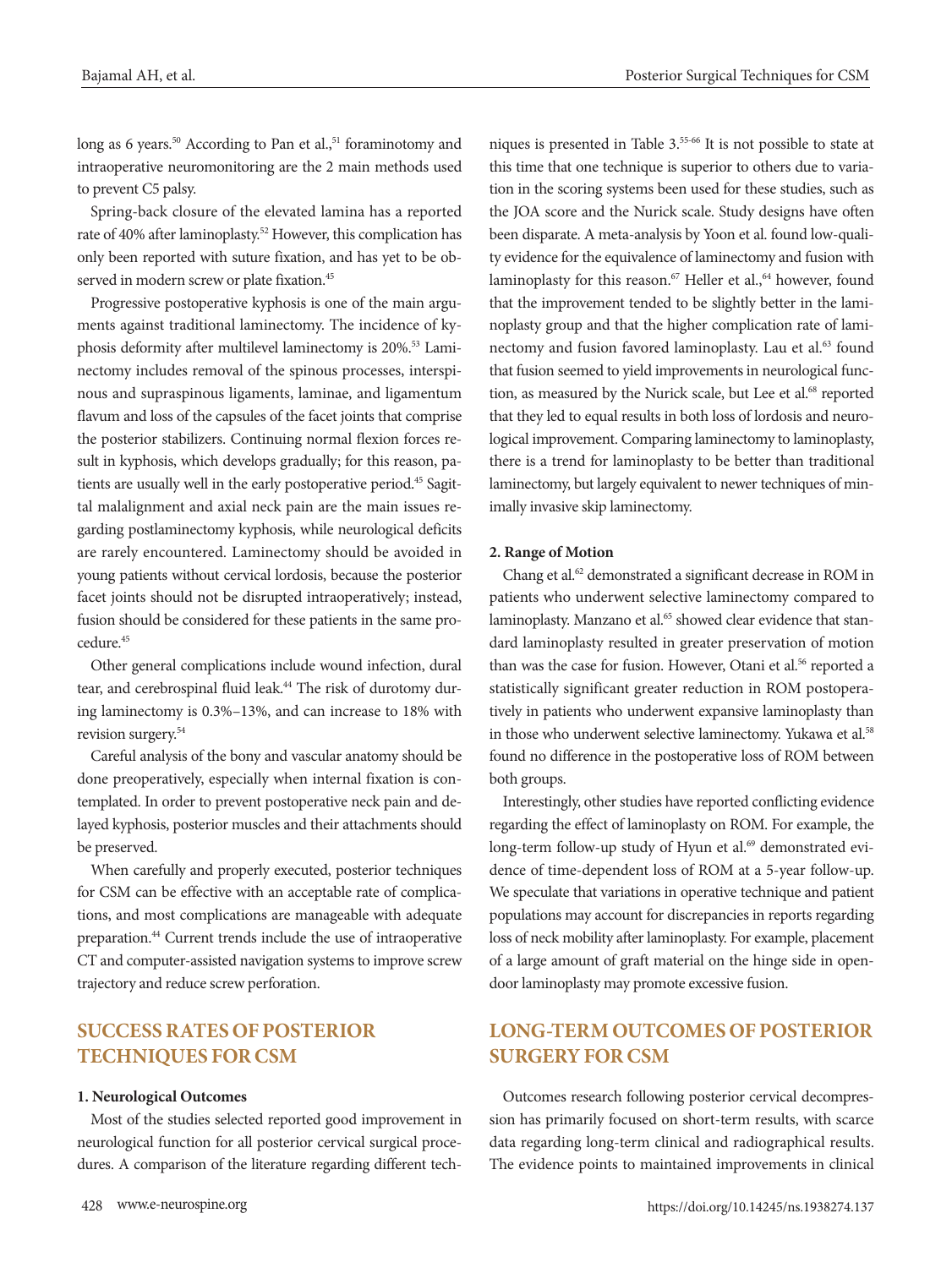long as 6 years.[50] According to Pan et al.,[51] foraminotomy and intraoperative neuromonitoring are the 2 main methods used to prevent C5 palsy.

Spring-back closure of the elevated lamina has a reported rate of 40% after laminoplasty.[52] However, this complication has only been reported with suture fixation, and has yet to be observed in modern screw or plate fixation.[45]

Progressive postoperative kyphosis is one of the main arguments against traditional laminectomy. The incidence of kyphosis deformity after multilevel laminectomy is 20%.[53] Laminectomy includes removal of the spinous processes, interspinous and supraspinous ligaments, laminae, and ligamentum flavum and loss of the capsules of the facet joints that comprise the posterior stabilizers. Continuing normal flexion forces result in kyphosis, which develops gradually; for this reason, patients are usually well in the early postoperative period.[45] Sagittal malalignment and axial neck pain are the main issues regarding postlaminectomy kyphosis, while neurological deficits are rarely encountered. Laminectomy should be avoided in young patients without cervical lordosis, because the posterior facet joints should not be disrupted intraoperatively; instead, fusion should be considered for these patients in the same procedure.[45]

Other general complications include wound infection, dural tear, and cerebrospinal fluid leak.[44] The risk of durotomy during laminectomy is 0.3%–13%, and can increase to 18% with revision surgery.[54]

Careful analysis of the bony and vascular anatomy should be done preoperatively, especially when internal fixation is contemplated. In order to prevent postoperative neck pain and delayed kyphosis, posterior muscles and their attachments should be preserved.

When carefully and properly executed, posterior techniques for CSM can be effective with an acceptable rate of complications, and most complications are manageable with adequate preparation.[44] Current trends include the use of intraoperative CT and computer-assisted navigation systems to improve screw trajectory and reduce screw perforation.

## SUCCESS RATES OF POSTERIOR TECHNIQUES FOR CSM

### 1. Neurological Outcomes

Most of the studies selected reported good improvement in neurological function for all posterior cervical surgical procedures. A comparison of the literature regarding different techniques is presented in Table 3.[55-66] It is not possible to state at this time that one technique is superior to others due to variation in the scoring systems been used for these studies, such as the JOA score and the Nurick scale. Study designs have often been disparate. A meta-analysis by Yoon et al. found low-quality evidence for the equivalence of laminectomy and fusion with laminoplasty for this reason.[67] Heller et al.,[64] however, found that the improvement tended to be slightly better in the laminoplasty group and that the higher complication rate of laminectomy and fusion favored laminoplasty. Lau et al.[63] found that fusion seemed to yield improvements in neurological function, as measured by the Nurick scale, but Lee et al.[68] reported that they led to equal results in both loss of lordosis and neurological improvement. Comparing laminectomy to laminoplasty, there is a trend for laminoplasty to be better than traditional laminectomy, but largely equivalent to newer techniques of minimally invasive skip laminectomy.

### 2. Range of Motion

Chang et al.[62] demonstrated a significant decrease in ROM in patients who underwent selective laminectomy compared to laminoplasty. Manzano et al.[65] showed clear evidence that standard laminoplasty resulted in greater preservation of motion than was the case for fusion. However, Otani et al.[56] reported a statistically significant greater reduction in ROM postoperatively in patients who underwent expansive laminoplasty than in those who underwent selective laminectomy. Yukawa et al.[58] found no difference in the postoperative loss of ROM between both groups.

Interestingly, other studies have reported conflicting evidence regarding the effect of laminoplasty on ROM. For example, the long-term follow-up study of Hyun et al.[69] demonstrated evidence of time-dependent loss of ROM at a 5-year follow-up. We speculate that variations in operative technique and patient populations may account for discrepancies in reports regarding loss of neck mobility after laminoplasty. For example, placement of a large amount of graft material on the hinge side in open-door laminoplasty may promote excessive fusion.

## LONG-TERM OUTCOMES OF POSTERIOR SURGERY FOR CSM

Outcomes research following posterior cervical decompression has primarily focused on short-term results, with scarce data regarding long-term clinical and radiographical results. The evidence points to maintained improvements in clinical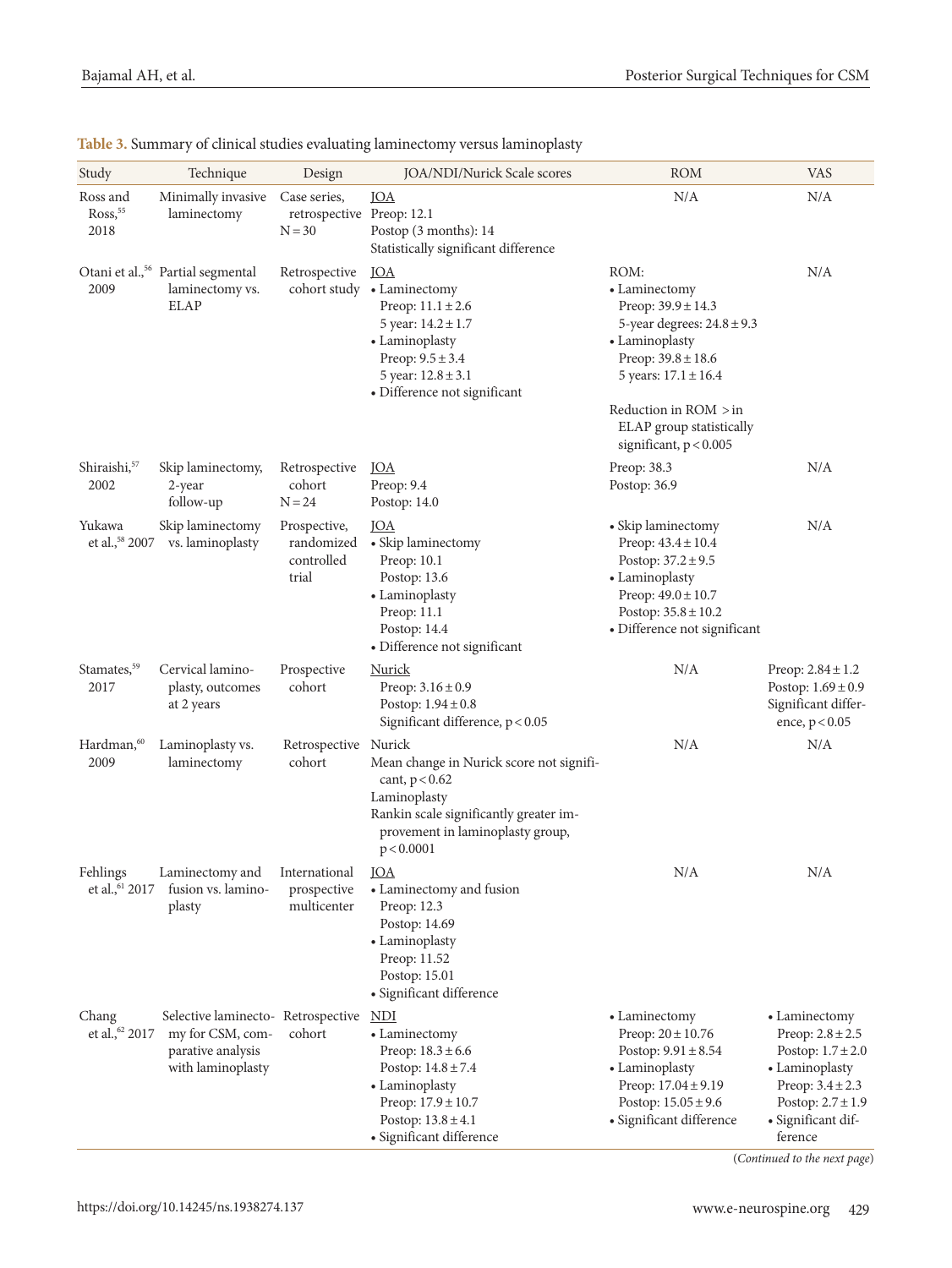**Table 3.** Summary of clinical studies evaluating laminectomy versus laminoplasty

| Study | Technique | Design | JOA/NDI/Nurick Scale scores | ROM | VAS |
|---|---|---|---|---|---|
| Ross and Ross,[55] 2018 | Minimally invasive laminectomy | Case series, retrospective N = 30 | JOA<br>Preop: 12.1<br>Postop (3 months): 14<br>Statistically significant difference | N/A | N/A |
| Otani et al.,[56] 2009 | Partial segmental laminectomy vs. ELAP | Retrospective cohort study | JOA<br>• Laminectomy<br>Preop: 11.1 ± 2.6<br>5 year: 14.2 ± 1.7<br>• Laminoplasty<br>Preop: 9.5 ± 3.4<br>5 year: 12.8 ± 3.1<br>• Difference not significant | ROM:<br>• Laminectomy<br>Preop: 39.9 ± 14.3<br>5-year degrees: 24.8 ± 9.3<br>• Laminoplasty<br>Preop: 39.8 ± 18.6<br>5 years: 17.1 ± 16.4<br><br>Reduction in ROM > in ELAP group statistically significant, $p < 0.005$ | N/A |
| Shiraishi,[57] 2002 | Skip laminectomy, 2-year follow-up | Retrospective cohort N = 24 | JOA<br>Preop: 9.4<br>Postop: 14.0 | Preop: 38.3<br>Postop: 36.9 | N/A |
| Yukawa et al.,[58] 2007 | Skip laminectomy vs. laminoplasty | Prospective, randomized controlled trial | JOA<br>• Skip laminectomy<br>Preop: 10.1<br>Postop: 13.6<br>• Laminoplasty<br>Preop: 11.1<br>Postop: 14.4<br>• Difference not significant | • Skip laminectomy<br>Preop: 43.4 ± 10.4<br>Postop: 37.2 ± 9.5<br>• Laminoplasty<br>Preop: 49.0 ± 10.7<br>Postop: 35.8 ± 10.2<br>• Difference not significant | N/A |
| Stamates,[59] 2017 | Cervical laminoplasty, outcomes at 2 years | Prospective cohort | Nurick<br>Preop: 3.16 ± 0.9<br>Postop: 1.94 ± 0.8<br>Significant difference, $p < 0.05$ | N/A | Preop: 2.84 ± 1.2<br>Postop: 1.69 ± 0.9<br>Significant difference, $p < 0.05$ |
| Hardman,[60] 2009 | Laminoplasty vs. laminectomy | Retrospective cohort | Nurick<br>Mean change in Nurick score not significant, $p < 0.62$<br>Laminoplasty<br>Rankin scale significantly greater improvement in laminoplasty group, $p < 0.0001$ | N/A | N/A |
| Fehlings et al.,[61] 2017 | Laminectomy and fusion vs. laminoplasty | International prospective multicenter | JOA<br>• Laminectomy and fusion<br>Preop: 12.3<br>Postop: 14.69<br>• Laminoplasty<br>Preop: 11.52<br>Postop: 15.01<br>• Significant difference | N/A | N/A |
| Chang et al.,[62] 2017 | Selective laminectomy for CSM, comparative analysis with laminoplasty | Retrospective cohort | NDI<br>• Laminectomy<br>Preop: 18.3 ± 6.6<br>Postop: 14.8 ± 7.4<br>• Laminoplasty<br>Preop: 17.9 ± 10.7<br>Postop: 13.8 ± 4.1<br>• Significant difference | • Laminectomy<br>Preop: 20 ± 10.76<br>Postop: 9.91 ± 8.54<br>• Laminoplasty<br>Preop: 17.04 ± 9.19<br>Postop: 15.05 ± 9.6<br>• Significant difference | • Laminectomy<br>Preop: 2.8 ± 2.5<br>Postop: 1.7 ± 2.0<br>• Laminoplasty<br>Preop: 3.4 ± 2.3<br>Postop: 2.7 ± 1.9<br>• Significant difference |

(*Continued to the next page*)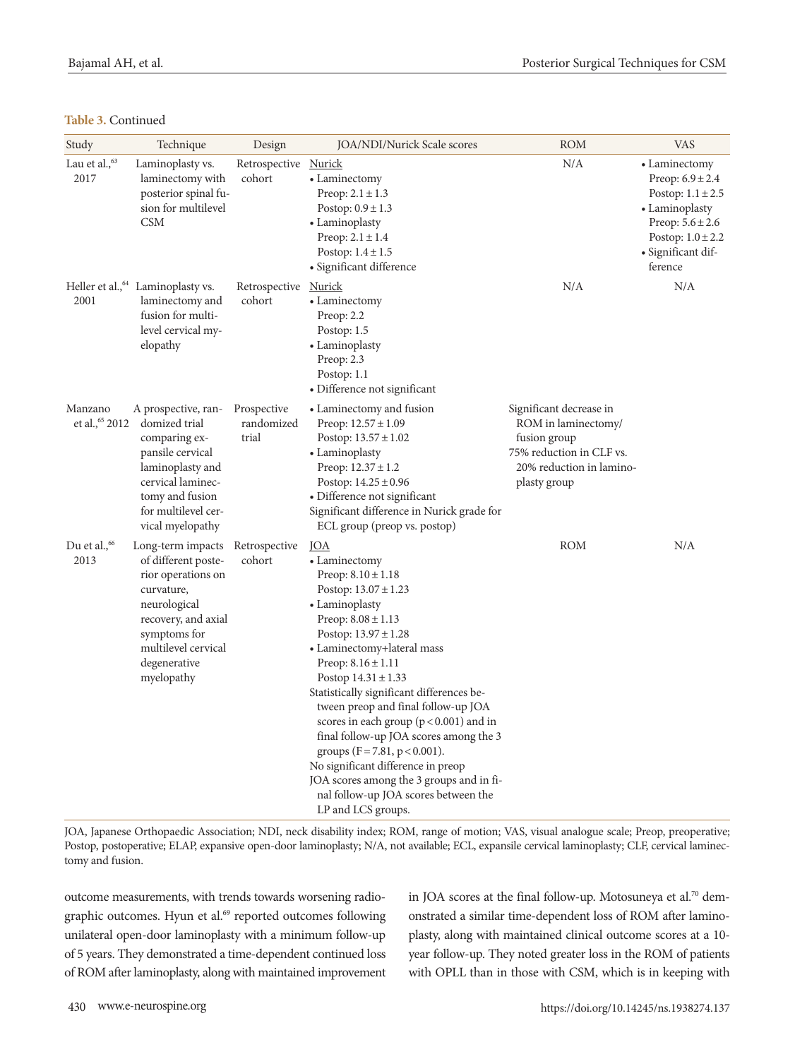**Table 3.** Continued

| Study | Technique | Design | JOA/NDI/Nurick Scale scores | ROM | VAS |
|---|---|---|---|---|---|
| Lau et al.,[63] 2017 | Laminoplasty vs. laminectomy with posterior spinal fusion for multilevel CSM | Retrospective cohort | Nurick<br>• Laminectomy<br>Preop: 2.1 ± 1.3<br>Postop: 0.9 ± 1.3<br>• Laminoplasty<br>Preop: 2.1 ± 1.4<br>Postop: 1.4 ± 1.5<br>• Significant difference | N/A | • Laminectomy<br>Preop: 6.9 ± 2.4<br>Postop: 1.1 ± 2.5<br>• Laminoplasty<br>Preop: 5.6 ± 2.6<br>Postop: 1.0 ± 2.2<br>• Significant difference |
| Heller et al.,[64] 2001 | Laminoplasty vs. laminectomy and fusion for multilevel cervical myelopathy | Retrospective cohort | Nurick<br>• Laminectomy<br>Preop: 2.2<br>Postop: 1.5<br>• Laminoplasty<br>Preop: 2.3<br>Postop: 1.1<br>• Difference not significant | N/A | N/A |
| Manzano et al.,[65] 2012 | A prospective, randomized trial comparing expansile cervical laminoplasty and cervical laminectomy and fusion for multilevel cervical myelopathy | Prospective randomized trial | • Laminectomy and fusion<br>Preop: 12.57 ± 1.09<br>Postop: 13.57 ± 1.02<br>• Laminoplasty<br>Preop: 12.37 ± 1.2<br>Postop: 14.25 ± 0.96<br>• Difference not significant<br>Significant difference in Nurick grade for ECL group (preop vs. postop) | Significant decrease in ROM in laminectomy/fusion group<br>75% reduction in CLF vs. 20% reduction in laminoplasty group | |
| Du et al.,[66] 2013 | Long-term impacts of different posterior operations on curvature, neurological recovery, and axial symptoms for multilevel cervical degenerative myelopathy | Retrospective cohort | JOA<br>• Laminectomy<br>Preop: 8.10 ± 1.18<br>Postop: 13.07 ± 1.23<br>• Laminoplasty<br>Preop: 8.08 ± 1.13<br>Postop: 13.97 ± 1.28<br>• Laminectomy+lateral mass<br>Preop: 8.16 ± 1.11<br>Postop 14.31 ± 1.33<br>Statistically significant differences between preop and final follow-up JOA scores in each group ($p < 0.001$) and in final follow-up JOA scores among the 3 groups ($F = 7.81$, $p < 0.001$).<br>No significant difference in preop JOA scores among the 3 groups and in final follow-up JOA scores between the LP and LCS groups. | ROM | N/A |

JOA, Japanese Orthopaedic Association; NDI, neck disability index; ROM, range of motion; VAS, visual analogue scale; Preop, preoperative; Postop, postoperative; ELAP, expansive open-door laminoplasty; N/A, not available; ECL, expansile cervical laminoplasty; CLF, cervical laminectomy and fusion.

outcome measurements, with trends towards worsening radiographic outcomes. Hyun et al.[69] reported outcomes following unilateral open-door laminoplasty with a minimum follow-up of 5 years. They demonstrated a time-dependent continued loss of ROM after laminoplasty, along with maintained improvement in JOA scores at the final follow-up. Motosuneya et al.[70] demonstrated a similar time-dependent loss of ROM after laminoplasty, along with maintained clinical outcome scores at a 10-year follow-up. They noted greater loss in the ROM of patients with OPLL than in those with CSM, which is in keeping with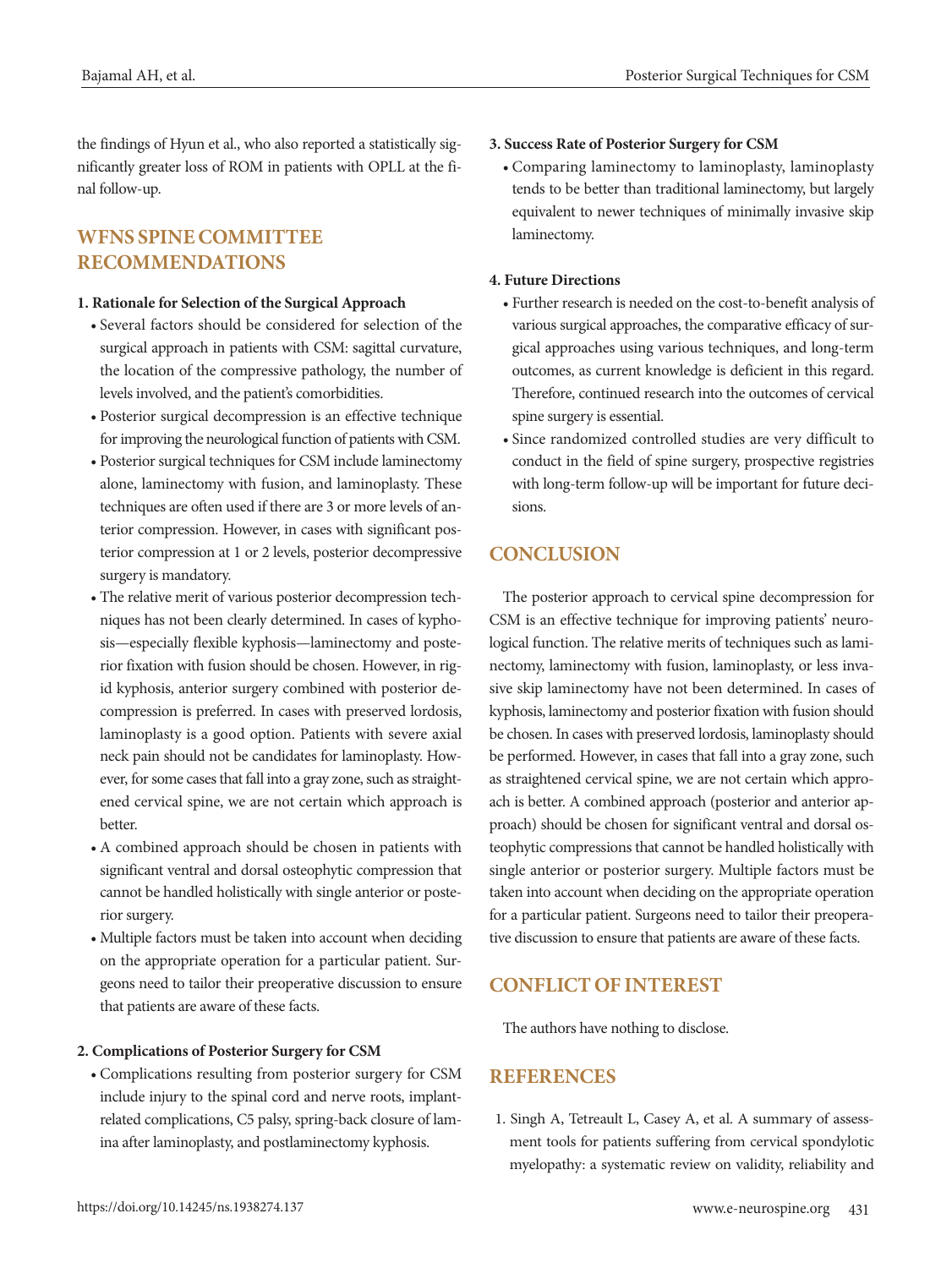the findings of Hyun et al., who also reported a statistically significantly greater loss of ROM in patients with OPLL at the final follow-up.

## WFNS SPINE COMMITTEE RECOMMENDATIONS

### 1. Rationale for Selection of the Surgical Approach

- Several factors should be considered for selection of the surgical approach in patients with CSM: sagittal curvature, the location of the compressive pathology, the number of levels involved, and the patient's comorbidities.
- Posterior surgical decompression is an effective technique for improving the neurological function of patients with CSM.
- Posterior surgical techniques for CSM include laminectomy alone, laminectomy with fusion, and laminoplasty. These techniques are often used if there are 3 or more levels of anterior compression. However, in cases with significant posterior compression at 1 or 2 levels, posterior decompressive surgery is mandatory.
- The relative merit of various posterior decompression techniques has not been clearly determined. In cases of kyphosis—especially flexible kyphosis—laminectomy and posterior fixation with fusion should be chosen. However, in rigid kyphosis, anterior surgery combined with posterior decompression is preferred. In cases with preserved lordosis, laminoplasty is a good option. Patients with severe axial neck pain should not be candidates for laminoplasty. However, for some cases that fall into a gray zone, such as straightened cervical spine, we are not certain which approach is better.
- A combined approach should be chosen in patients with significant ventral and dorsal osteophytic compression that cannot be handled holistically with single anterior or posterior surgery.
- Multiple factors must be taken into account when deciding on the appropriate operation for a particular patient. Surgeons need to tailor their preoperative discussion to ensure that patients are aware of these facts.

### 2. Complications of Posterior Surgery for CSM

- Complications resulting from posterior surgery for CSM include injury to the spinal cord and nerve roots, implant-related complications, C5 palsy, spring-back closure of lamina after laminoplasty, and postlaminectomy kyphosis.

### 3. Success Rate of Posterior Surgery for CSM

- Comparing laminectomy to laminoplasty, laminoplasty tends to be better than traditional laminectomy, but largely equivalent to newer techniques of minimally invasive skip laminectomy.

### 4. Future Directions

- Further research is needed on the cost-to-benefit analysis of various surgical approaches, the comparative efficacy of surgical approaches using various techniques, and long-term outcomes, as current knowledge is deficient in this regard. Therefore, continued research into the outcomes of cervical spine surgery is essential.
- Since randomized controlled studies are very difficult to conduct in the field of spine surgery, prospective registries with long-term follow-up will be important for future decisions.

## CONCLUSION

The posterior approach to cervical spine decompression for CSM is an effective technique for improving patients' neurological function. The relative merits of techniques such as laminectomy, laminectomy with fusion, laminoplasty, or less invasive skip laminectomy have not been determined. In cases of kyphosis, laminectomy and posterior fixation with fusion should be chosen. In cases with preserved lordosis, laminoplasty should be performed. However, in cases that fall into a gray zone, such as straightened cervical spine, we are not certain which approach is better. A combined approach (posterior and anterior approach) should be chosen for significant ventral and dorsal osteophytic compressions that cannot be handled holistically with single anterior or posterior surgery. Multiple factors must be taken into account when deciding on the appropriate operation for a particular patient. Surgeons need to tailor their preoperative discussion to ensure that patients are aware of these facts.

## CONFLICT OF INTEREST

The authors have nothing to disclose.

## REFERENCES

1. Singh A, Tetreault L, Casey A, et al. A summary of assessment tools for patients suffering from cervical spondylotic myelopathy: a systematic review on validity, reliability and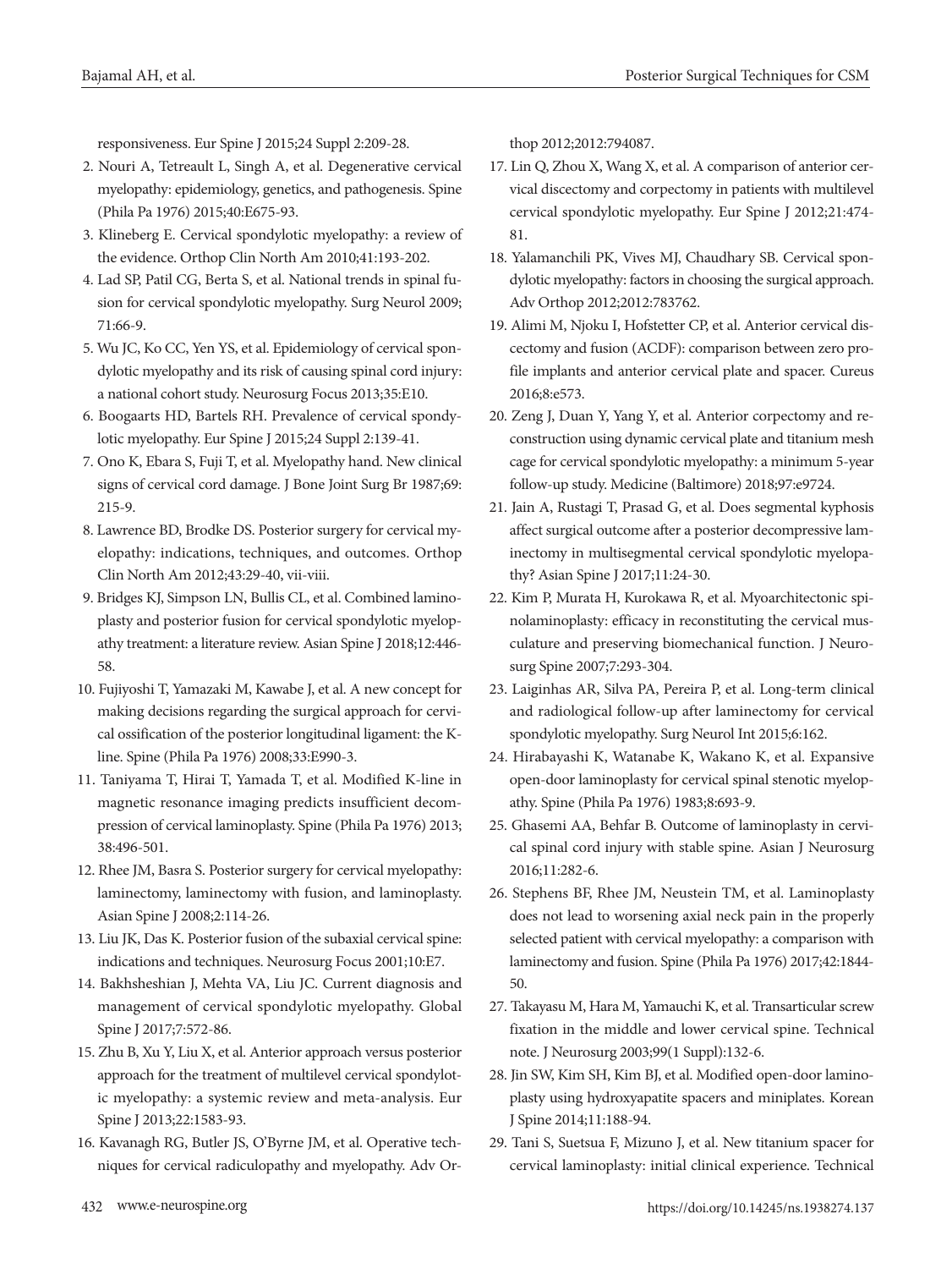responsiveness. Eur Spine J 2015;24 Suppl 2:209-28.

2. Nouri A, Tetreault L, Singh A, et al. Degenerative cervical myelopathy: epidemiology, genetics, and pathogenesis. Spine (Phila Pa 1976) 2015;40:E675-93.
3. Klineberg E. Cervical spondylotic myelopathy: a review of the evidence. Orthop Clin North Am 2010;41:193-202.
4. Lad SP, Patil CG, Berta S, et al. National trends in spinal fusion for cervical spondylotic myelopathy. Surg Neurol 2009;71:66-9.
5. Wu JC, Ko CC, Yen YS, et al. Epidemiology of cervical spondylotic myelopathy and its risk of causing spinal cord injury: a national cohort study. Neurosurg Focus 2013;35:E10.
6. Boogaarts HD, Bartels RH. Prevalence of cervical spondylotic myelopathy. Eur Spine J 2015;24 Suppl 2:139-41.
7. Ono K, Ebara S, Fuji T, et al. Myelopathy hand. New clinical signs of cervical cord damage. J Bone Joint Surg Br 1987;69:215-9.
8. Lawrence BD, Brodke DS. Posterior surgery for cervical myelopathy: indications, techniques, and outcomes. Orthop Clin North Am 2012;43:29-40, vii-viii.
9. Bridges KJ, Simpson LN, Bullis CL, et al. Combined laminoplasty and posterior fusion for cervical spondylotic myelopathy treatment: a literature review. Asian Spine J 2018;12:446-58.
10. Fujiyoshi T, Yamazaki M, Kawabe J, et al. A new concept for making decisions regarding the surgical approach for cervical ossification of the posterior longitudinal ligament: the K-line. Spine (Phila Pa 1976) 2008;33:E990-3.
11. Taniyama T, Hirai T, Yamada T, et al. Modified K-line in magnetic resonance imaging predicts insufficient decompression of cervical laminoplasty. Spine (Phila Pa 1976) 2013;38:496-501.
12. Rhee JM, Basra S. Posterior surgery for cervical myelopathy: laminectomy, laminectomy with fusion, and laminoplasty. Asian Spine J 2008;2:114-26.
13. Liu JK, Das K. Posterior fusion of the subaxial cervical spine: indications and techniques. Neurosurg Focus 2001;10:E7.
14. Bakhsheshian J, Mehta VA, Liu JC. Current diagnosis and management of cervical spondylotic myelopathy. Global Spine J 2017;7:572-86.
15. Zhu B, Xu Y, Liu X, et al. Anterior approach versus posterior approach for the treatment of multilevel cervical spondylotic myelopathy: a systemic review and meta-analysis. Eur Spine J 2013;22:1583-93.
16. Kavanagh RG, Butler JS, O'Byrne JM, et al. Operative techniques for cervical radiculopathy and myelopathy. Adv Orthop 2012;2012:794087.
17. Lin Q, Zhou X, Wang X, et al. A comparison of anterior cervical discectomy and corpectomy in patients with multilevel cervical spondylotic myelopathy. Eur Spine J 2012;21:474-81.
18. Yalamanchili PK, Vives MJ, Chaudhary SB. Cervical spondylotic myelopathy: factors in choosing the surgical approach. Adv Orthop 2012;2012:783762.
19. Alimi M, Njoku I, Hofstetter CP, et al. Anterior cervical discectomy and fusion (ACDF): comparison between zero profile implants and anterior cervical plate and spacer. Cureus 2016;8:e573.
20. Zeng J, Duan Y, Yang Y, et al. Anterior corpectomy and reconstruction using dynamic cervical plate and titanium mesh cage for cervical spondylotic myelopathy: a minimum 5-year follow-up study. Medicine (Baltimore) 2018;97:e9724.
21. Jain A, Rustagi T, Prasad G, et al. Does segmental kyphosis affect surgical outcome after a posterior decompressive laminectomy in multisegmental cervical spondylotic myelopathy? Asian Spine J 2017;11:24-30.
22. Kim P, Murata H, Kurokawa R, et al. Myoarchitectonic spinolaminoplasty: efficacy in reconstituting the cervical musculature and preserving biomechanical function. J Neurosurg Spine 2007;7:293-304.
23. Laiginhas AR, Silva PA, Pereira P, et al. Long-term clinical and radiological follow-up after laminectomy for cervical spondylotic myelopathy. Surg Neurol Int 2015;6:162.
24. Hirabayashi K, Watanabe K, Wakano K, et al. Expansive open-door laminoplasty for cervical spinal stenotic myelopathy. Spine (Phila Pa 1976) 1983;8:693-9.
25. Ghasemi AA, Behfar B. Outcome of laminoplasty in cervical spinal cord injury with stable spine. Asian J Neurosurg 2016;11:282-6.
26. Stephens BF, Rhee JM, Neustein TM, et al. Laminoplasty does not lead to worsening axial neck pain in the properly selected patient with cervical myelopathy: a comparison with laminectomy and fusion. Spine (Phila Pa 1976) 2017;42:1844-50.
27. Takayasu M, Hara M, Yamauchi K, et al. Transarticular screw fixation in the middle and lower cervical spine. Technical note. J Neurosurg 2003;99(1 Suppl):132-6.
28. Jin SW, Kim SH, Kim BJ, et al. Modified open-door laminoplasty using hydroxyapatite spacers and miniplates. Korean J Spine 2014;11:188-94.
29. Tani S, Suetsua F, Mizuno J, et al. New titanium spacer for cervical laminoplasty: initial clinical experience. Technical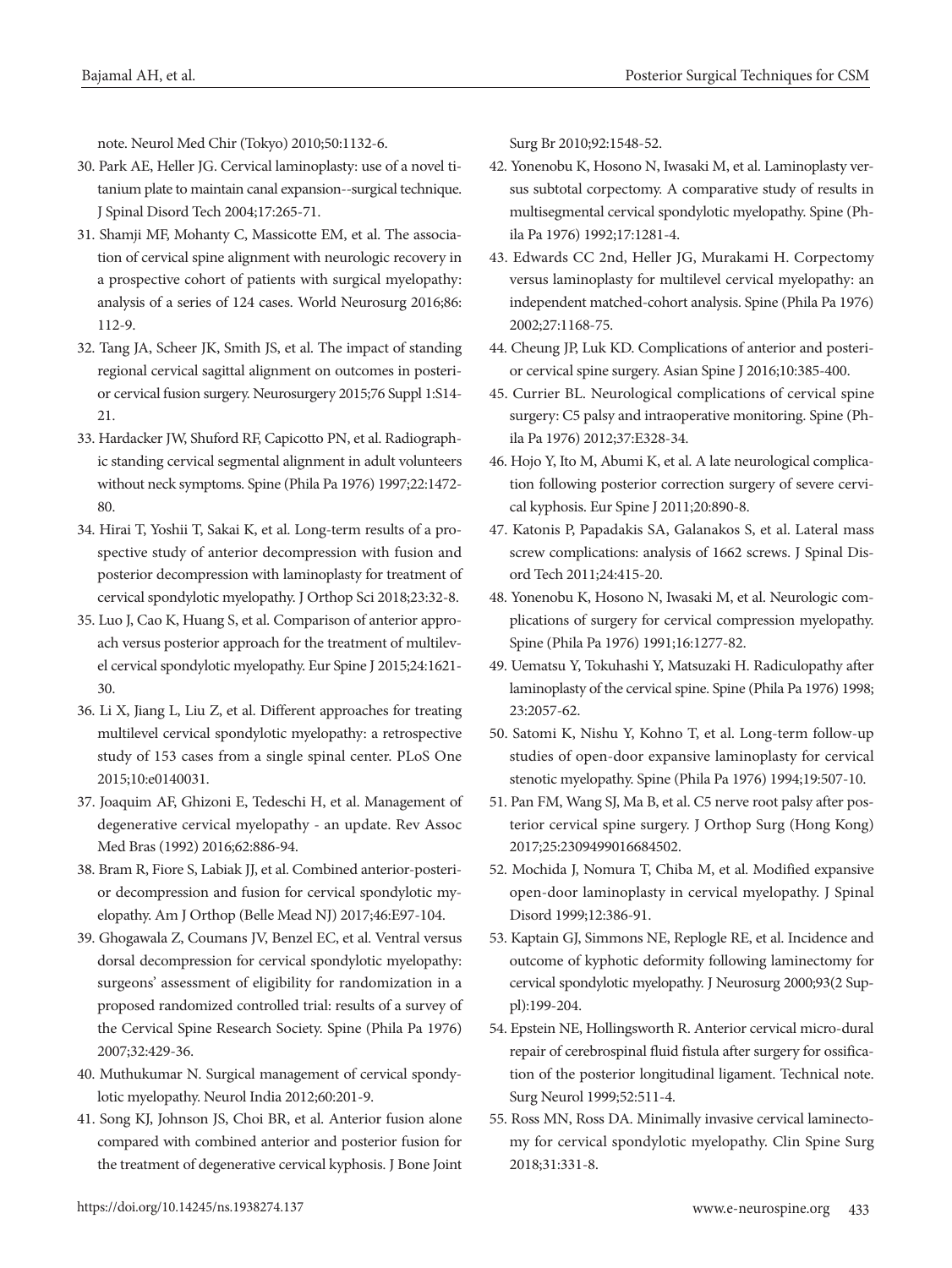note. Neurol Med Chir (Tokyo) 2010;50:1132-6.

30. Park AE, Heller JG. Cervical laminoplasty: use of a novel titanium plate to maintain canal expansion--surgical technique. J Spinal Disord Tech 2004;17:265-71.
31. Shamji MF, Mohanty C, Massicotte EM, et al. The association of cervical spine alignment with neurologic recovery in a prospective cohort of patients with surgical myelopathy: analysis of a series of 124 cases. World Neurosurg 2016;86:112-9.
32. Tang JA, Scheer JK, Smith JS, et al. The impact of standing regional cervical sagittal alignment on outcomes in posterior cervical fusion surgery. Neurosurgery 2015;76 Suppl 1:S14-21.
33. Hardacker JW, Shuford RF, Capicotto PN, et al. Radiographic standing cervical segmental alignment in adult volunteers without neck symptoms. Spine (Phila Pa 1976) 1997;22:1472-80.
34. Hirai T, Yoshii T, Sakai K, et al. Long-term results of a prospective study of anterior decompression with fusion and posterior decompression with laminoplasty for treatment of cervical spondylotic myelopathy. J Orthop Sci 2018;23:32-8.
35. Luo J, Cao K, Huang S, et al. Comparison of anterior approach versus posterior approach for the treatment of multilevel cervical spondylotic myelopathy. Eur Spine J 2015;24:1621-30.
36. Li X, Jiang L, Liu Z, et al. Different approaches for treating multilevel cervical spondylotic myelopathy: a retrospective study of 153 cases from a single spinal center. PLoS One 2015;10:e0140031.
37. Joaquim AF, Ghizoni E, Tedeschi H, et al. Management of degenerative cervical myelopathy - an update. Rev Assoc Med Bras (1992) 2016;62:886-94.
38. Bram R, Fiore S, Labiak JJ, et al. Combined anterior-posterior decompression and fusion for cervical spondylotic myelopathy. Am J Orthop (Belle Mead NJ) 2017;46:E97-104.
39. Ghogawala Z, Coumans JV, Benzel EC, et al. Ventral versus dorsal decompression for cervical spondylotic myelopathy: surgeons' assessment of eligibility for randomization in a proposed randomized controlled trial: results of a survey of the Cervical Spine Research Society. Spine (Phila Pa 1976) 2007;32:429-36.
40. Muthukumar N. Surgical management of cervical spondylotic myelopathy. Neurol India 2012;60:201-9.
41. Song KJ, Johnson JS, Choi BR, et al. Anterior fusion alone compared with combined anterior and posterior fusion for the treatment of degenerative cervical kyphosis. J Bone Joint Surg Br 2010;92:1548-52.
42. Yonenobu K, Hosono N, Iwasaki M, et al. Laminoplasty versus subtotal corpectomy. A comparative study of results in multisegmental cervical spondylotic myelopathy. Spine (Phila Pa 1976) 1992;17:1281-4.
43. Edwards CC 2nd, Heller JG, Murakami H. Corpectomy versus laminoplasty for multilevel cervical myelopathy: an independent matched-cohort analysis. Spine (Phila Pa 1976) 2002;27:1168-75.
44. Cheung JP, Luk KD. Complications of anterior and posterior cervical spine surgery. Asian Spine J 2016;10:385-400.
45. Currier BL. Neurological complications of cervical spine surgery: C5 palsy and intraoperative monitoring. Spine (Phila Pa 1976) 2012;37:E328-34.
46. Hojo Y, Ito M, Abumi K, et al. A late neurological complication following posterior correction surgery of severe cervical kyphosis. Eur Spine J 2011;20:890-8.
47. Katonis P, Papadakis SA, Galanakos S, et al. Lateral mass screw complications: analysis of 1662 screws. J Spinal Disord Tech 2011;24:415-20.
48. Yonenobu K, Hosono N, Iwasaki M, et al. Neurologic complications of surgery for cervical compression myelopathy. Spine (Phila Pa 1976) 1991;16:1277-82.
49. Uematsu Y, Tokuhashi Y, Matsuzaki H. Radiculopathy after laminoplasty of the cervical spine. Spine (Phila Pa 1976) 1998;23:2057-62.
50. Satomi K, Nishu Y, Kohno T, et al. Long-term follow-up studies of open-door expansive laminoplasty for cervical stenotic myelopathy. Spine (Phila Pa 1976) 1994;19:507-10.
51. Pan FM, Wang SJ, Ma B, et al. C5 nerve root palsy after posterior cervical spine surgery. J Orthop Surg (Hong Kong) 2017;25:2309499016684502.
52. Mochida J, Nomura T, Chiba M, et al. Modified expansive open-door laminoplasty in cervical myelopathy. J Spinal Disord 1999;12:386-91.
53. Kaptain GJ, Simmons NE, Replogle RE, et al. Incidence and outcome of kyphotic deformity following laminectomy for cervical spondylotic myelopathy. J Neurosurg 2000;93(2 Suppl):199-204.
54. Epstein NE, Hollingsworth R. Anterior cervical micro-dural repair of cerebrospinal fluid fistula after surgery for ossification of the posterior longitudinal ligament. Technical note. Surg Neurol 1999;52:511-4.
55. Ross MN, Ross DA. Minimally invasive cervical laminectomy for cervical spondylotic myelopathy. Clin Spine Surg 2018;31:331-8.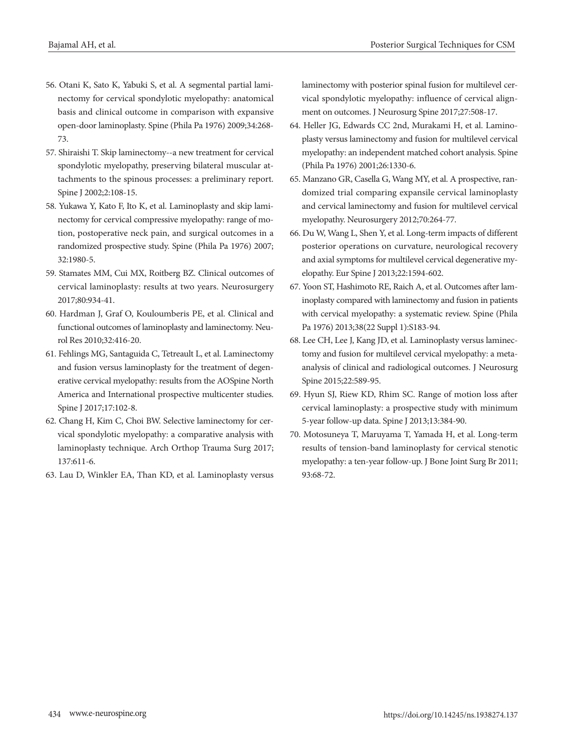56. Otani K, Sato K, Yabuki S, et al. A segmental partial laminectomy for cervical spondylotic myelopathy: anatomical basis and clinical outcome in comparison with expansive open-door laminoplasty. Spine (Phila Pa 1976) 2009;34:268-73.
57. Shiraishi T. Skip laminectomy--a new treatment for cervical spondylotic myelopathy, preserving bilateral muscular attachments to the spinous processes: a preliminary report. Spine J 2002;2:108-15.
58. Yukawa Y, Kato F, Ito K, et al. Laminoplasty and skip laminectomy for cervical compressive myelopathy: range of motion, postoperative neck pain, and surgical outcomes in a randomized prospective study. Spine (Phila Pa 1976) 2007; 32:1980-5.
59. Stamates MM, Cui MX, Roitberg BZ. Clinical outcomes of cervical laminoplasty: results at two years. Neurosurgery 2017;80:934-41.
60. Hardman J, Graf O, Kouloumberis PE, et al. Clinical and functional outcomes of laminoplasty and laminectomy. Neurol Res 2010;32:416-20.
61. Fehlings MG, Santaguida C, Tetreault L, et al. Laminectomy and fusion versus laminoplasty for the treatment of degenerative cervical myelopathy: results from the AOSpine North America and International prospective multicenter studies. Spine J 2017;17:102-8.
62. Chang H, Kim C, Choi BW. Selective laminectomy for cervical spondylotic myelopathy: a comparative analysis with laminoplasty technique. Arch Orthop Trauma Surg 2017; 137:611-6.
63. Lau D, Winkler EA, Than KD, et al. Laminoplasty versus laminectomy with posterior spinal fusion for multilevel cervical spondylotic myelopathy: influence of cervical alignment on outcomes. J Neurosurg Spine 2017;27:508-17.
64. Heller JG, Edwards CC 2nd, Murakami H, et al. Laminoplasty versus laminectomy and fusion for multilevel cervical myelopathy: an independent matched cohort analysis. Spine (Phila Pa 1976) 2001;26:1330-6.
65. Manzano GR, Casella G, Wang MY, et al. A prospective, randomized trial comparing expansile cervical laminoplasty and cervical laminectomy and fusion for multilevel cervical myelopathy. Neurosurgery 2012;70:264-77.
66. Du W, Wang L, Shen Y, et al. Long-term impacts of different posterior operations on curvature, neurological recovery and axial symptoms for multilevel cervical degenerative myelopathy. Eur Spine J 2013;22:1594-602.
67. Yoon ST, Hashimoto RE, Raich A, et al. Outcomes after laminoplasty compared with laminectomy and fusion in patients with cervical myelopathy: a systematic review. Spine (Phila Pa 1976) 2013;38(22 Suppl 1):S183-94.
68. Lee CH, Lee J, Kang JD, et al. Laminoplasty versus laminectomy and fusion for multilevel cervical myelopathy: a meta-analysis of clinical and radiological outcomes. J Neurosurg Spine 2015;22:589-95.
69. Hyun SJ, Riew KD, Rhim SC. Range of motion loss after cervical laminoplasty: a prospective study with minimum 5-year follow-up data. Spine J 2013;13:384-90.
70. Motosuneya T, Maruyama T, Yamada H, et al. Long-term results of tension-band laminoplasty for cervical stenotic myelopathy: a ten-year follow-up. J Bone Joint Surg Br 2011; 93:68-72.